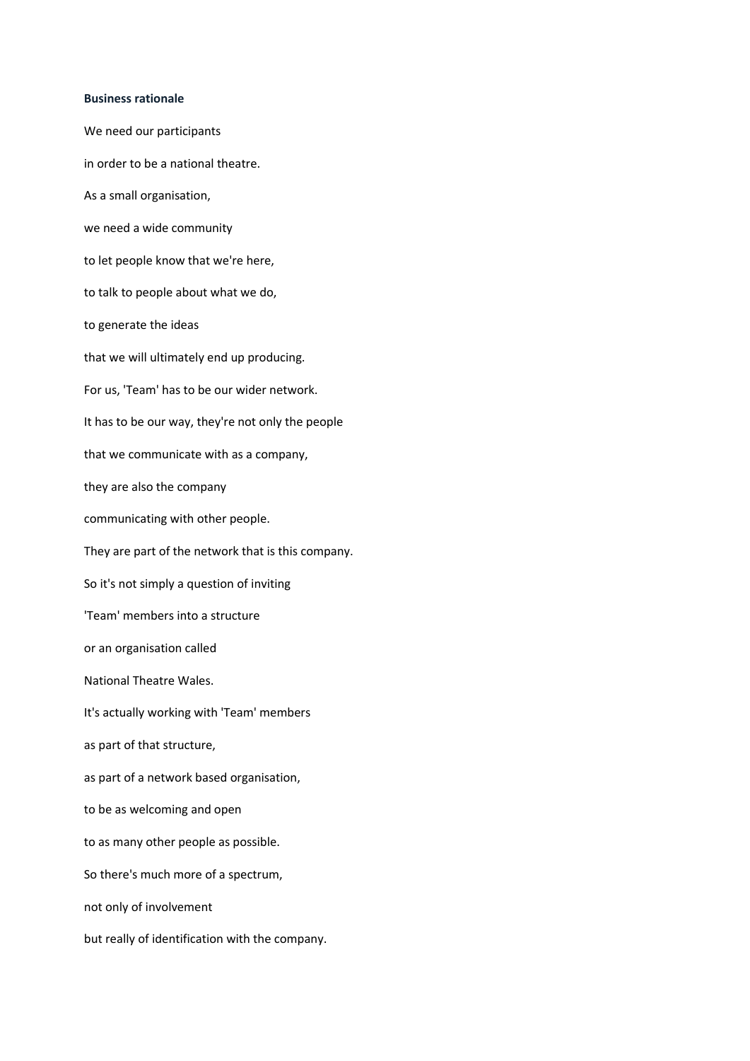**Business rationale**

We need our participants

in order to be a national theatre.

As a small organisation,

we need a wide community

to let people know that we're here,

to talk to people about what we do,

to generate the ideas

that we will ultimately end up producing.

For us, 'Team' has to be our wider network.

It has to be our way, they're not only the people

that we communicate with as a company,

they are also the company

communicating with other people.

They are part of the network that is this company.

So it's not simply a question of inviting

'Team' members into a structure

or an organisation called

National Theatre Wales.

It's actually working with 'Team' members

as part of that structure,

as part of a network based organisation,

to be as welcoming and open

to as many other people as possible.

So there's much more of a spectrum,

not only of involvement

but really of identification with the company.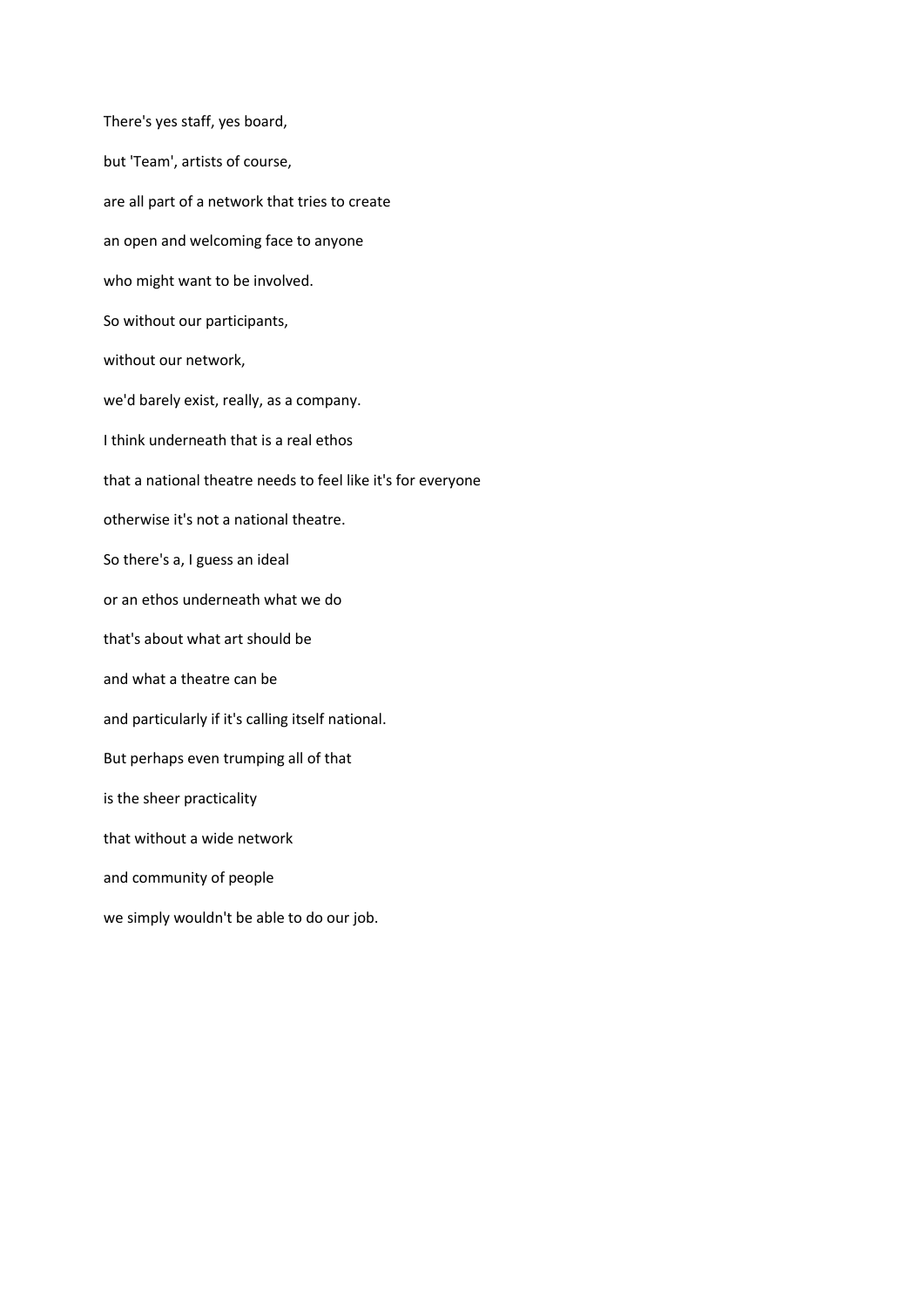There's yes staff, yes board,

but 'Team', artists of course,

are all part of a network that tries to create

an open and welcoming face to anyone

who might want to be involved.

So without our participants,

without our network,

we'd barely exist, really, as a company.

I think underneath that is a real ethos

that a national theatre needs to feel like it's for everyone

otherwise it's not a national theatre.

So there's a, I guess an ideal

or an ethos underneath what we do

that's about what art should be

and what a theatre can be

and particularly if it's calling itself national.

But perhaps even trumping all of that

is the sheer practicality

that without a wide network

and community of people

we simply wouldn't be able to do our job.